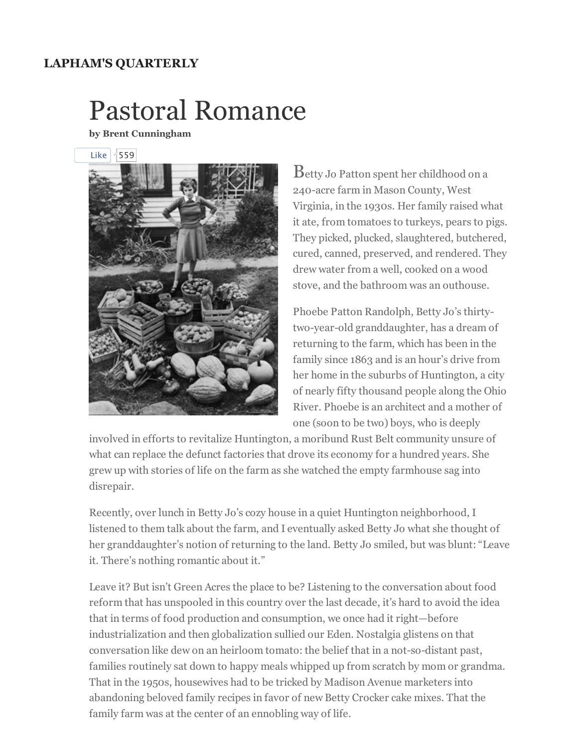**LAPHAM'S QUARTERLY**

# Pastoral Romance

**by Brent Cunningham**

Betty Jo Patton spent her childhood on a 240-acre farm in Mason County, West Virginia, in the 1930s. Her family raised what it ate, from tomatoes to turkeys, pears to pigs. They picked, plucked, slaughtered, butchered, cured, canned, preserved, and rendered. They drew water from a well, cooked on a wood stove, and the bathroom was an outhouse.

Phoebe Patton Randolph, Betty Jo's thirty-two-year-old granddaughter, has a dream of returning to the farm, which has been in the family since 1863 and is an hour's drive from her home in the suburbs of Huntington, a city of nearly fifty thousand people along the Ohio River. Phoebe is an architect and a mother of one (soon to be two) boys, who is deeply involved in efforts to revitalize Huntington, a moribund Rust Belt community unsure of what can replace the defunct factories that drove its economy for a hundred years. She grew up with stories of life on the farm as she watched the empty farmhouse sag into disrepair.

Recently, over lunch in Betty Jo's cozy house in a quiet Huntington neighborhood, I listened to them talk about the farm, and I eventually asked Betty Jo what she thought of her granddaughter's notion of returning to the land. Betty Jo smiled, but was blunt: "Leave it. There's nothing romantic about it."

Leave it? But isn't Green Acres the place to be? Listening to the conversation about food reform that has unspooled in this country over the last decade, it's hard to avoid the idea that in terms of food production and consumption, we once had it right—before industrialization and then globalization sullied our Eden. Nostalgia glistens on that conversation like dew on an heirloom tomato: the belief that in a not-so-distant past, families routinely sat down to happy meals whipped up from scratch by mom or grandma. That in the 1950s, housewives had to be tricked by Madison Avenue marketers into abandoning beloved family recipes in favor of new Betty Crocker cake mixes. That the family farm was at the center of an ennobling way of life.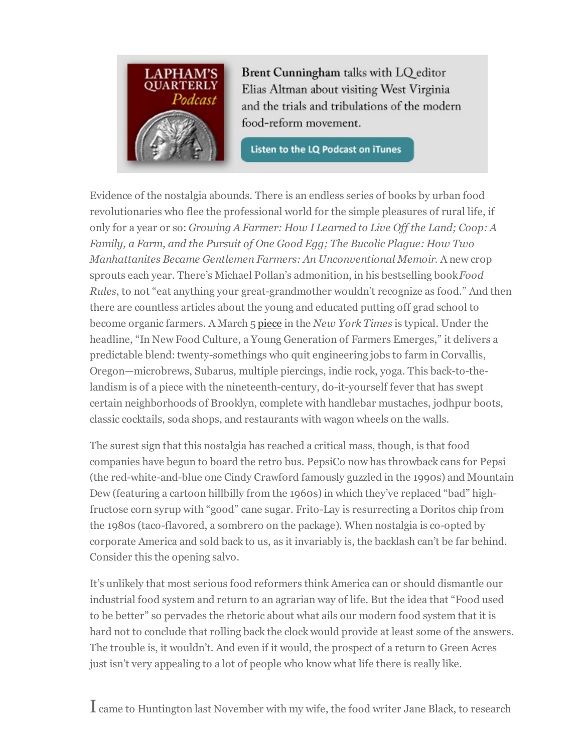Brent Cunningham talks with LQ editor Elias Altman about visiting West Virginia and the trials and tribulations of the modern food-reform movement.

Listen to the LQ Podcast on iTunes

Evidence of the nostalgia abounds. There is an endless series of books by urban food revolutionaries who flee the professional world for the simple pleasures of rural life, if only for a year or so: *Growing A Farmer: How I Learned to Live Off the Land; Coop: A Family, a Farm, and the Pursuit of One Good Egg; The Bucolic Plague: How Two Manhattanites Became Gentlemen Farmers: An Unconventional Memoir.* A new crop sprouts each year. There's Michael Pollan's admonition, in his bestselling book *Food Rules*, to not "eat anything your great-grandmother wouldn't recognize as food." And then there are countless articles about the young and educated putting off grad school to become organic farmers. A March 5 piece in the *New York Times* is typical. Under the headline, "In New Food Culture, a Young Generation of Farmers Emerges," it delivers a predictable blend: twenty-somethings who quit engineering jobs to farm in Corvallis, Oregon—microbrews, Subarus, multiple piercings, indie rock, yoga. This back-to-the-landism is of a piece with the nineteenth-century, do-it-yourself fever that has swept certain neighborhoods of Brooklyn, complete with handlebar mustaches, jodhpur boots, classic cocktails, soda shops, and restaurants with wagon wheels on the walls.

The surest sign that this nostalgia has reached a critical mass, though, is that food companies have begun to board the retro bus. PepsiCo now has throwback cans for Pepsi (the red-white-and-blue one Cindy Crawford famously guzzled in the 1990s) and Mountain Dew (featuring a cartoon hillbilly from the 1960s) in which they've replaced "bad" high-fructose corn syrup with "good" cane sugar. Frito-Lay is resurrecting a Doritos chip from the 1980s (taco-flavored, a sombrero on the package). When nostalgia is co-opted by corporate America and sold back to us, as it invariably is, the backlash can't be far behind. Consider this the opening salvo.

It's unlikely that most serious food reformers think America can or should dismantle our industrial food system and return to an agrarian way of life. But the idea that "Food used to be better" so pervades the rhetoric about what ails our modern food system that it is hard not to conclude that rolling back the clock would provide at least some of the answers. The trouble is, it wouldn't. And even if it would, the prospect of a return to Green Acres just isn't very appealing to a lot of people who know what life there is really like.

I came to Huntington last November with my wife, the food writer Jane Black, to research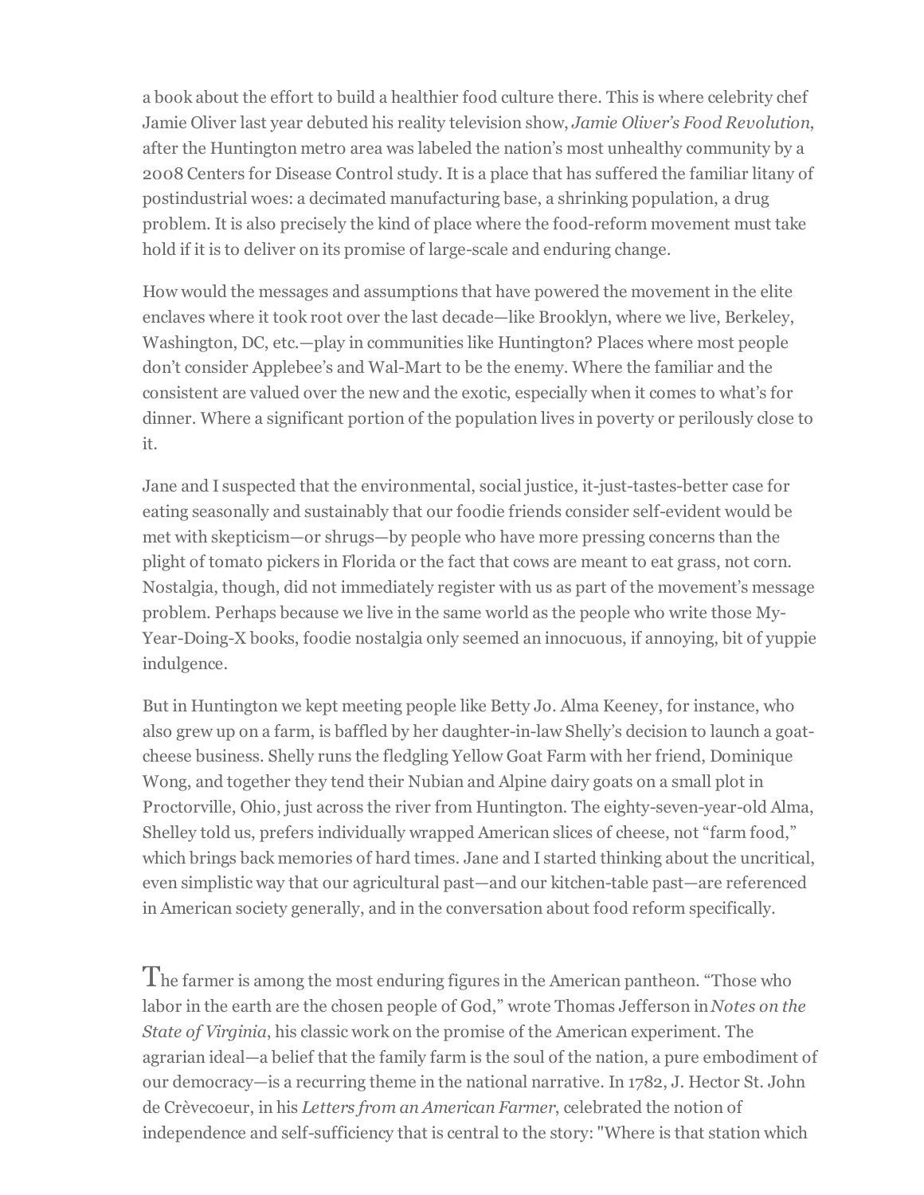a book about the effort to build a healthier food culture there. This is where celebrity chef Jamie Oliver last year debuted his reality television show, *Jamie Oliver's Food Revolution*, after the Huntington metro area was labeled the nation's most unhealthy community by a 2008 Centers for Disease Control study. It is a place that has suffered the familiar litany of postindustrial woes: a decimated manufacturing base, a shrinking population, a drug problem. It is also precisely the kind of place where the food-reform movement must take hold if it is to deliver on its promise of large-scale and enduring change.

How would the messages and assumptions that have powered the movement in the elite enclaves where it took root over the last decade—like Brooklyn, where we live, Berkeley, Washington, DC, etc.—play in communities like Huntington? Places where most people don't consider Applebee's and Wal-Mart to be the enemy. Where the familiar and the consistent are valued over the new and the exotic, especially when it comes to what's for dinner. Where a significant portion of the population lives in poverty or perilously close to it.

Jane and I suspected that the environmental, social justice, it-just-tastes-better case for eating seasonally and sustainably that our foodie friends consider self-evident would be met with skepticism—or shrugs—by people who have more pressing concerns than the plight of tomato pickers in Florida or the fact that cows are meant to eat grass, not corn. Nostalgia, though, did not immediately register with us as part of the movement's message problem. Perhaps because we live in the same world as the people who write those My-Year-Doing-X books, foodie nostalgia only seemed an innocuous, if annoying, bit of yuppie indulgence.

But in Huntington we kept meeting people like Betty Jo. Alma Keeney, for instance, who also grew up on a farm, is baffled by her daughter-in-law Shelly's decision to launch a goat-cheese business. Shelly runs the fledgling Yellow Goat Farm with her friend, Dominique Wong, and together they tend their Nubian and Alpine dairy goats on a small plot in Proctorville, Ohio, just across the river from Huntington. The eighty-seven-year-old Alma, Shelley told us, prefers individually wrapped American slices of cheese, not "farm food," which brings back memories of hard times. Jane and I started thinking about the uncritical, even simplistic way that our agricultural past—and our kitchen-table past—are referenced in American society generally, and in the conversation about food reform specifically.

The farmer is among the most enduring figures in the American pantheon. "Those who labor in the earth are the chosen people of God," wrote Thomas Jefferson in *Notes on the State of Virginia*, his classic work on the promise of the American experiment. The agrarian ideal—a belief that the family farm is the soul of the nation, a pure embodiment of our democracy—is a recurring theme in the national narrative. In 1782, J. Hector St. John de Crèvecoeur, in his *Letters from an American Farmer*, celebrated the notion of independence and self-sufficiency that is central to the story: "Where is that station which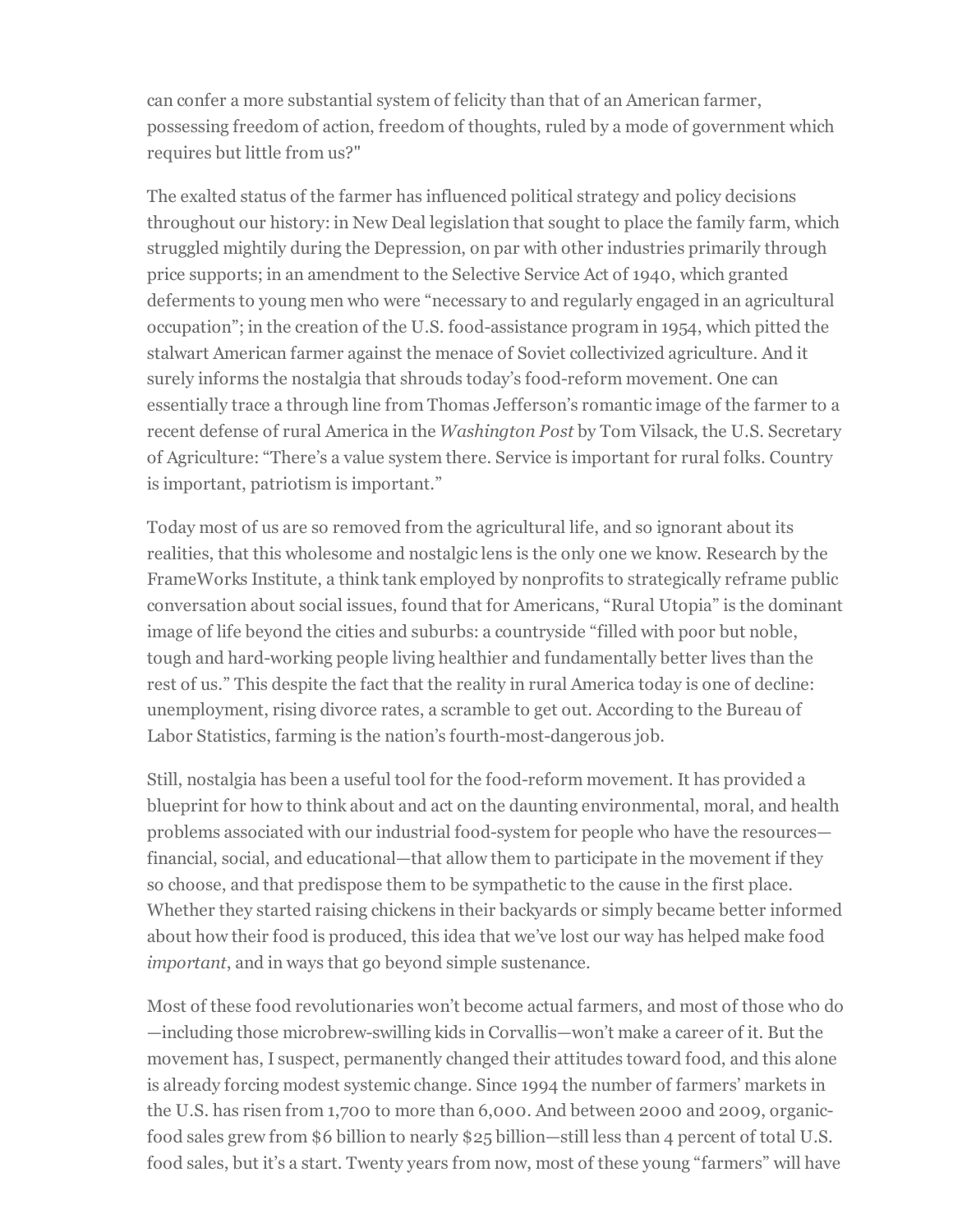can confer a more substantial system of felicity than that of an American farmer, possessing freedom of action, freedom of thoughts, ruled by a mode of government which requires but little from us?"

The exalted status of the farmer has influenced political strategy and policy decisions throughout our history: in New Deal legislation that sought to place the family farm, which struggled mightily during the Depression, on par with other industries primarily through price supports; in an amendment to the Selective Service Act of 1940, which granted deferments to young men who were "necessary to and regularly engaged in an agricultural occupation"; in the creation of the U.S. food-assistance program in 1954, which pitted the stalwart American farmer against the menace of Soviet collectivized agriculture. And it surely informs the nostalgia that shrouds today's food-reform movement. One can essentially trace a through line from Thomas Jefferson's romantic image of the farmer to a recent defense of rural America in the *Washington Post* by Tom Vilsack, the U.S. Secretary of Agriculture: "There's a value system there. Service is important for rural folks. Country is important, patriotism is important."

Today most of us are so removed from the agricultural life, and so ignorant about its realities, that this wholesome and nostalgic lens is the only one we know. Research by the FrameWorks Institute, a think tank employed by nonprofits to strategically reframe public conversation about social issues, found that for Americans, "Rural Utopia" is the dominant image of life beyond the cities and suburbs: a countryside "filled with poor but noble, tough and hard-working people living healthier and fundamentally better lives than the rest of us." This despite the fact that the reality in rural America today is one of decline: unemployment, rising divorce rates, a scramble to get out. According to the Bureau of Labor Statistics, farming is the nation's fourth-most-dangerous job.

Still, nostalgia has been a useful tool for the food-reform movement. It has provided a blueprint for how to think about and act on the daunting environmental, moral, and health problems associated with our industrial food-system for people who have the resources—financial, social, and educational—that allow them to participate in the movement if they so choose, and that predispose them to be sympathetic to the cause in the first place. Whether they started raising chickens in their backyards or simply became better informed about how their food is produced, this idea that we've lost our way has helped make food *important*, and in ways that go beyond simple sustenance.

Most of these food revolutionaries won't become actual farmers, and most of those who do—including those microbrew-swilling kids in Corvallis—won't make a career of it. But the movement has, I suspect, permanently changed their attitudes toward food, and this alone is already forcing modest systemic change. Since 1994 the number of farmers' markets in the U.S. has risen from 1,700 to more than 6,000. And between 2000 and 2009, organic-food sales grew from $6 billion to nearly $25 billion—still less than 4 percent of total U.S. food sales, but it's a start. Twenty years from now, most of these young "farmers" will have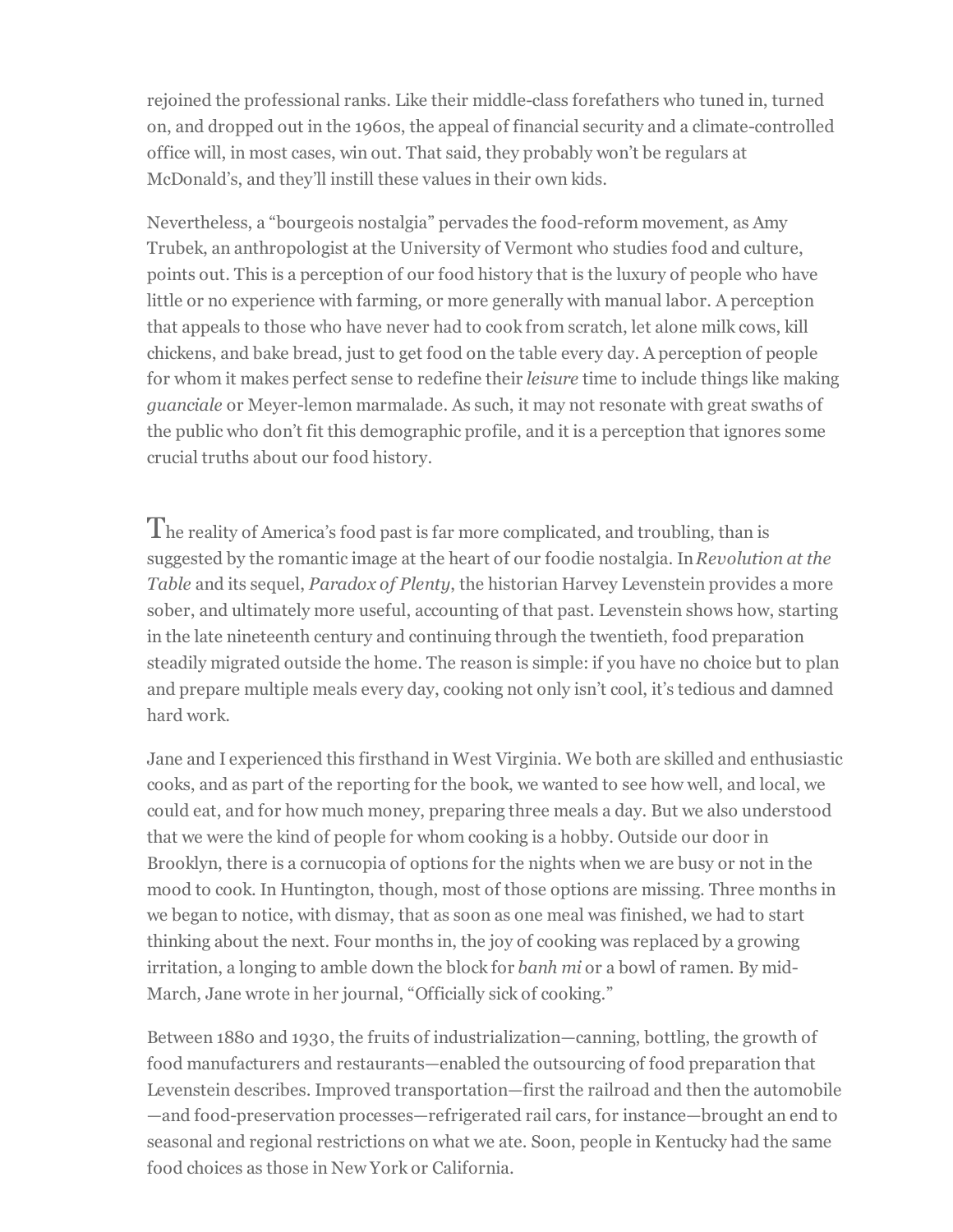rejoined the professional ranks. Like their middle-class forefathers who tuned in, turned on, and dropped out in the 1960s, the appeal of financial security and a climate-controlled office will, in most cases, win out. That said, they probably won't be regulars at McDonald's, and they'll instill these values in their own kids.

Nevertheless, a "bourgeois nostalgia" pervades the food-reform movement, as Amy Trubek, an anthropologist at the University of Vermont who studies food and culture, points out. This is a perception of our food history that is the luxury of people who have little or no experience with farming, or more generally with manual labor. A perception that appeals to those who have never had to cook from scratch, let alone milk cows, kill chickens, and bake bread, just to get food on the table every day. A perception of people for whom it makes perfect sense to redefine their *leisure* time to include things like making *guanciale* or Meyer-lemon marmalade. As such, it may not resonate with great swaths of the public who don't fit this demographic profile, and it is a perception that ignores some crucial truths about our food history.

The reality of America's food past is far more complicated, and troubling, than is suggested by the romantic image at the heart of our foodie nostalgia. In *Revolution at the Table* and its sequel, *Paradox of Plenty*, the historian Harvey Levenstein provides a more sober, and ultimately more useful, accounting of that past. Levenstein shows how, starting in the late nineteenth century and continuing through the twentieth, food preparation steadily migrated outside the home. The reason is simple: if you have no choice but to plan and prepare multiple meals every day, cooking not only isn't cool, it's tedious and damned hard work.

Jane and I experienced this firsthand in West Virginia. We both are skilled and enthusiastic cooks, and as part of the reporting for the book, we wanted to see how well, and local, we could eat, and for how much money, preparing three meals a day. But we also understood that we were the kind of people for whom cooking is a hobby. Outside our door in Brooklyn, there is a cornucopia of options for the nights when we are busy or not in the mood to cook. In Huntington, though, most of those options are missing. Three months in we began to notice, with dismay, that as soon as one meal was finished, we had to start thinking about the next. Four months in, the joy of cooking was replaced by a growing irritation, a longing to amble down the block for *banh mi* or a bowl of ramen. By mid-March, Jane wrote in her journal, "Officially sick of cooking."

Between 1880 and 1930, the fruits of industrialization—canning, bottling, the growth of food manufacturers and restaurants—enabled the outsourcing of food preparation that Levenstein describes. Improved transportation—first the railroad and then the automobile—and food-preservation processes—refrigerated rail cars, for instance—brought an end to seasonal and regional restrictions on what we ate. Soon, people in Kentucky had the same food choices as those in New York or California.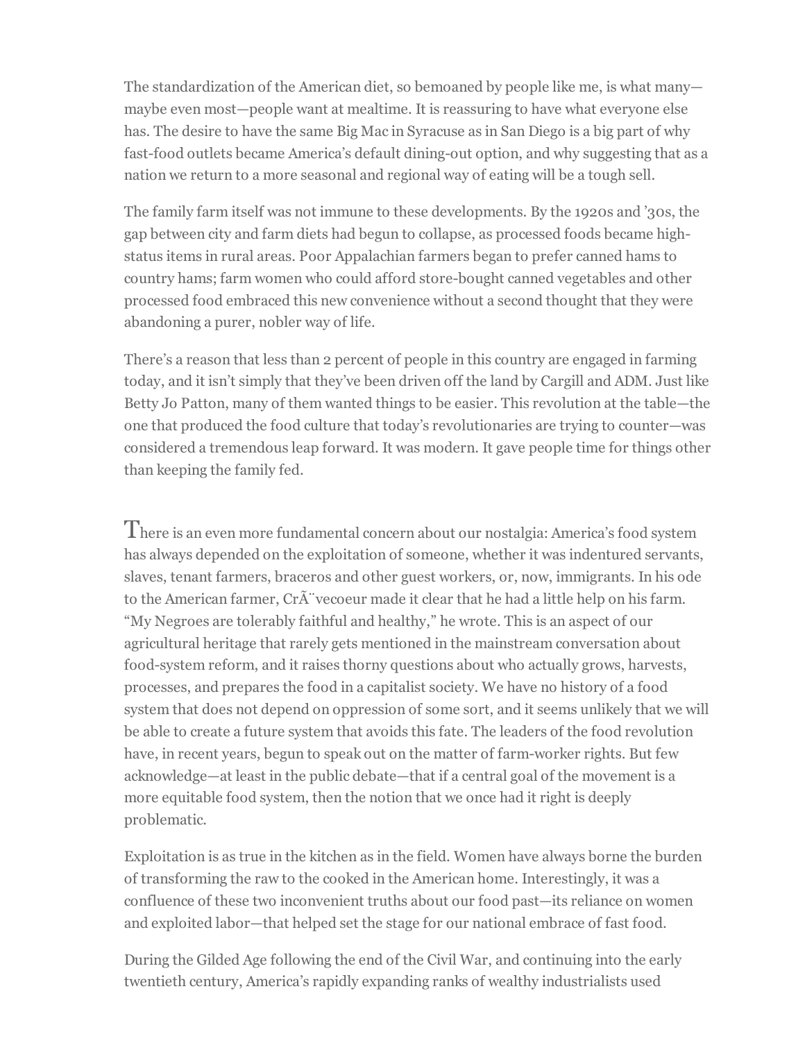The standardization of the American diet, so bemoaned by people like me, is what many—maybe even most—people want at mealtime. It is reassuring to have what everyone else has. The desire to have the same Big Mac in Syracuse as in San Diego is a big part of why fast-food outlets became America's default dining-out option, and why suggesting that as a nation we return to a more seasonal and regional way of eating will be a tough sell.

The family farm itself was not immune to these developments. By the 1920s and '30s, the gap between city and farm diets had begun to collapse, as processed foods became high-status items in rural areas. Poor Appalachian farmers began to prefer canned hams to country hams; farm women who could afford store-bought canned vegetables and other processed food embraced this new convenience without a second thought that they were abandoning a purer, nobler way of life.

There's a reason that less than 2 percent of people in this country are engaged in farming today, and it isn't simply that they've been driven off the land by Cargill and ADM. Just like Betty Jo Patton, many of them wanted things to be easier. This revolution at the table—the one that produced the food culture that today's revolutionaries are trying to counter—was considered a tremendous leap forward. It was modern. It gave people time for things other than keeping the family fed.

There is an even more fundamental concern about our nostalgia: America's food system has always depended on the exploitation of someone, whether it was indentured servants, slaves, tenant farmers, braceros and other guest workers, or, now, immigrants. In his ode to the American farmer, CrÃ¨vecoeur made it clear that he had a little help on his farm. "My Negroes are tolerably faithful and healthy," he wrote. This is an aspect of our agricultural heritage that rarely gets mentioned in the mainstream conversation about food-system reform, and it raises thorny questions about who actually grows, harvests, processes, and prepares the food in a capitalist society. We have no history of a food system that does not depend on oppression of some sort, and it seems unlikely that we will be able to create a future system that avoids this fate. The leaders of the food revolution have, in recent years, begun to speak out on the matter of farm-worker rights. But few acknowledge—at least in the public debate—that if a central goal of the movement is a more equitable food system, then the notion that we once had it right is deeply problematic.

Exploitation is as true in the kitchen as in the field. Women have always borne the burden of transforming the raw to the cooked in the American home. Interestingly, it was a confluence of these two inconvenient truths about our food past—its reliance on women and exploited labor—that helped set the stage for our national embrace of fast food.

During the Gilded Age following the end of the Civil War, and continuing into the early twentieth century, America's rapidly expanding ranks of wealthy industrialists used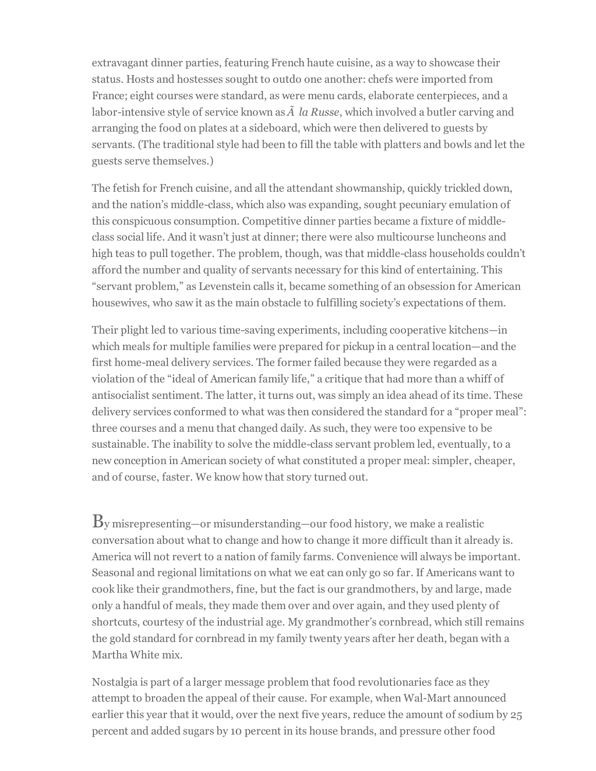extravagant dinner parties, featuring French haute cuisine, as a way to showcase their status. Hosts and hostesses sought to outdo one another: chefs were imported from France; eight courses were standard, as were menu cards, elaborate centerpieces, and a labor-intensive style of service known as *Ã  la Russe*, which involved a butler carving and arranging the food on plates at a sideboard, which were then delivered to guests by servants. (The traditional style had been to fill the table with platters and bowls and let the guests serve themselves.)

The fetish for French cuisine, and all the attendant showmanship, quickly trickled down, and the nation's middle-class, which also was expanding, sought pecuniary emulation of this conspicuous consumption. Competitive dinner parties became a fixture of middle-class social life. And it wasn't just at dinner; there were also multicourse luncheons and high teas to pull together. The problem, though, was that middle-class households couldn't afford the number and quality of servants necessary for this kind of entertaining. This "servant problem," as Levenstein calls it, became something of an obsession for American housewives, who saw it as the main obstacle to fulfilling society's expectations of them.

Their plight led to various time-saving experiments, including cooperative kitchens—in which meals for multiple families were prepared for pickup in a central location—and the first home-meal delivery services. The former failed because they were regarded as a violation of the "ideal of American family life," a critique that had more than a whiff of antisocialist sentiment. The latter, it turns out, was simply an idea ahead of its time. These delivery services conformed to what was then considered the standard for a "proper meal": three courses and a menu that changed daily. As such, they were too expensive to be sustainable. The inability to solve the middle-class servant problem led, eventually, to a new conception in American society of what constituted a proper meal: simpler, cheaper, and of course, faster. We know how that story turned out.

By misrepresenting—or misunderstanding—our food history, we make a realistic conversation about what to change and how to change it more difficult than it already is. America will not revert to a nation of family farms. Convenience will always be important. Seasonal and regional limitations on what we eat can only go so far. If Americans want to cook like their grandmothers, fine, but the fact is our grandmothers, by and large, made only a handful of meals, they made them over and over again, and they used plenty of shortcuts, courtesy of the industrial age. My grandmother's cornbread, which still remains the gold standard for cornbread in my family twenty years after her death, began with a Martha White mix.

Nostalgia is part of a larger message problem that food revolutionaries face as they attempt to broaden the appeal of their cause. For example, when Wal-Mart announced earlier this year that it would, over the next five years, reduce the amount of sodium by 25 percent and added sugars by 10 percent in its house brands, and pressure other food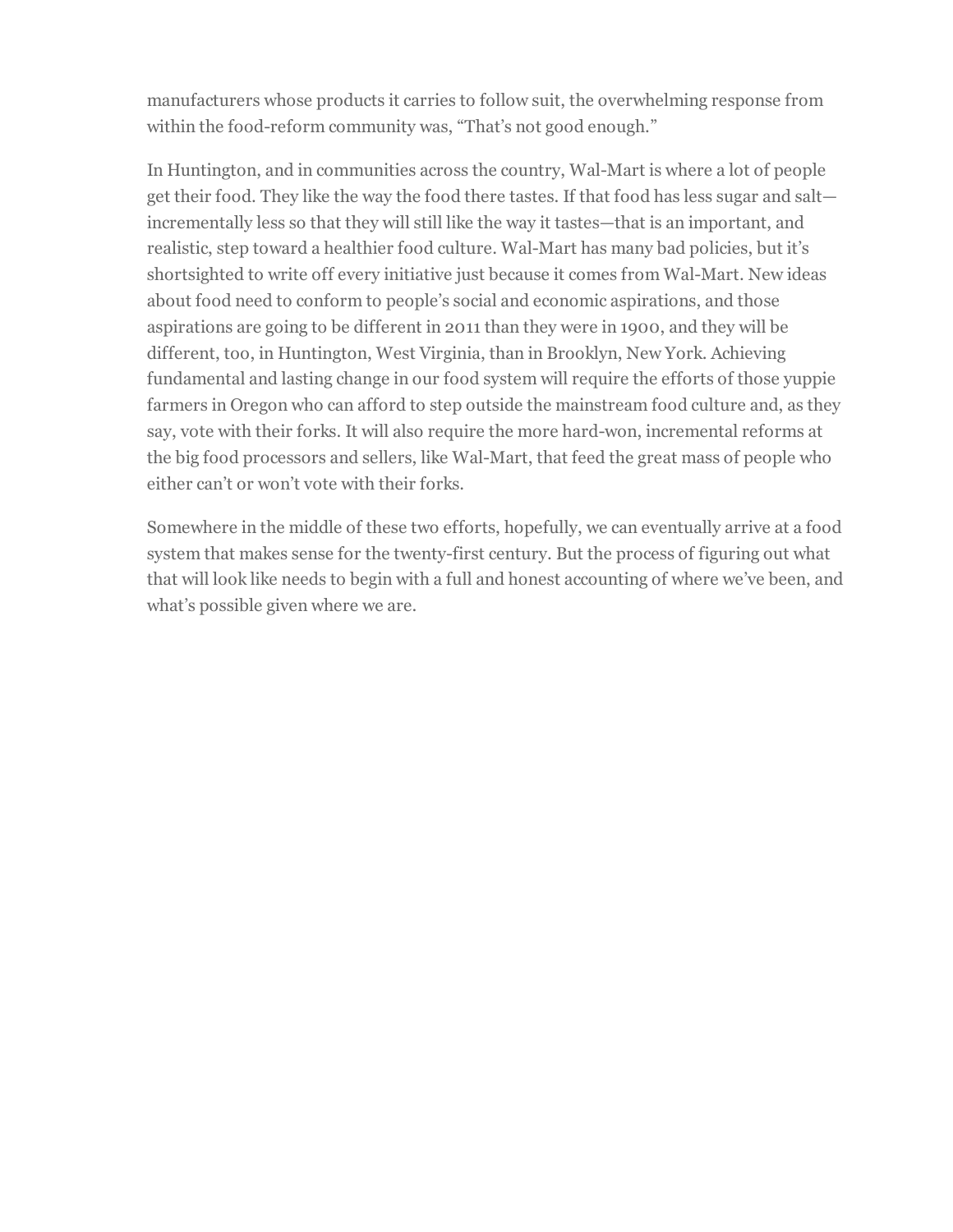manufacturers whose products it carries to follow suit, the overwhelming response from within the food-reform community was, "That's not good enough."

In Huntington, and in communities across the country, Wal-Mart is where a lot of people get their food. They like the way the food there tastes. If that food has less sugar and salt—incrementally less so that they will still like the way it tastes—that is an important, and realistic, step toward a healthier food culture. Wal-Mart has many bad policies, but it's shortsighted to write off every initiative just because it comes from Wal-Mart. New ideas about food need to conform to people's social and economic aspirations, and those aspirations are going to be different in 2011 than they were in 1900, and they will be different, too, in Huntington, West Virginia, than in Brooklyn, New York. Achieving fundamental and lasting change in our food system will require the efforts of those yuppie farmers in Oregon who can afford to step outside the mainstream food culture and, as they say, vote with their forks. It will also require the more hard-won, incremental reforms at the big food processors and sellers, like Wal-Mart, that feed the great mass of people who either can't or won't vote with their forks.

Somewhere in the middle of these two efforts, hopefully, we can eventually arrive at a food system that makes sense for the twenty-first century. But the process of figuring out what that will look like needs to begin with a full and honest accounting of where we've been, and what's possible given where we are.